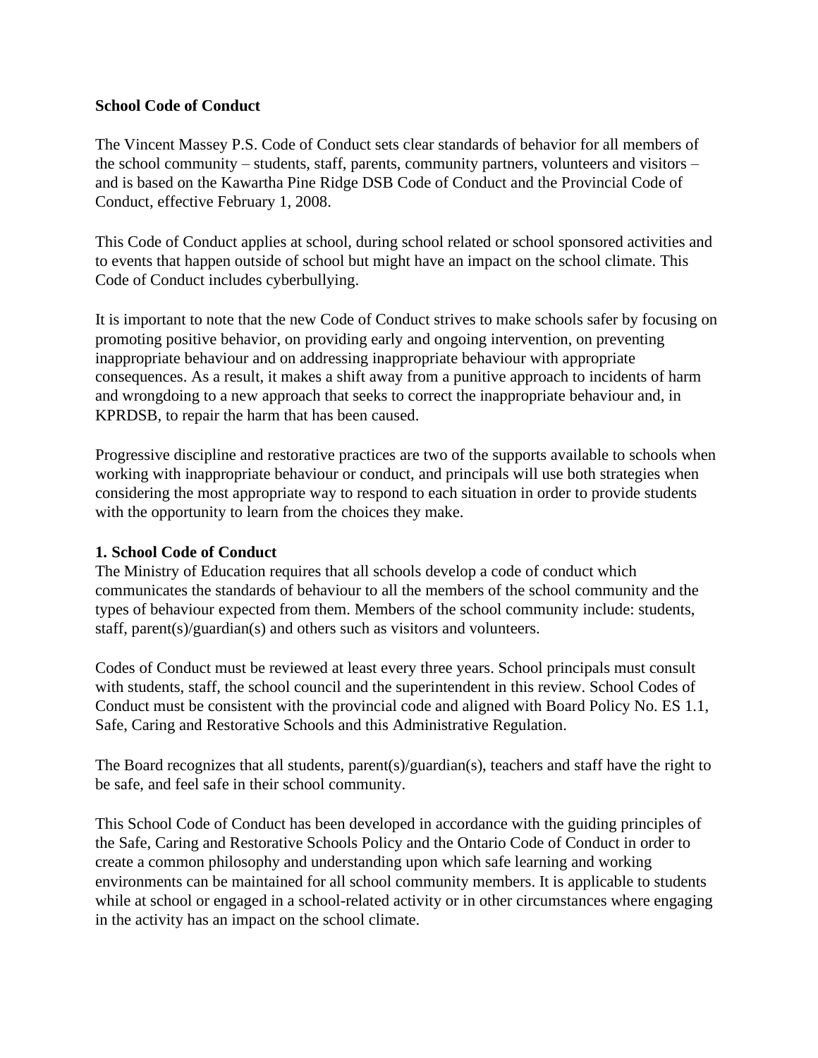**School Code of Conduct**

The Vincent Massey P.S. Code of Conduct sets clear standards of behavior for all members of the school community – students, staff, parents, community partners, volunteers and visitors – and is based on the Kawartha Pine Ridge DSB Code of Conduct and the Provincial Code of Conduct, effective February 1, 2008.

This Code of Conduct applies at school, during school related or school sponsored activities and to events that happen outside of school but might have an impact on the school climate. This Code of Conduct includes cyberbullying.

It is important to note that the new Code of Conduct strives to make schools safer by focusing on promoting positive behavior, on providing early and ongoing intervention, on preventing inappropriate behaviour and on addressing inappropriate behaviour with appropriate consequences. As a result, it makes a shift away from a punitive approach to incidents of harm and wrongdoing to a new approach that seeks to correct the inappropriate behaviour and, in KPRDSB, to repair the harm that has been caused.

Progressive discipline and restorative practices are two of the supports available to schools when working with inappropriate behaviour or conduct, and principals will use both strategies when considering the most appropriate way to respond to each situation in order to provide students with the opportunity to learn from the choices they make.

**1. School Code of Conduct**

The Ministry of Education requires that all schools develop a code of conduct which communicates the standards of behaviour to all the members of the school community and the types of behaviour expected from them. Members of the school community include: students, staff, parent(s)/guardian(s) and others such as visitors and volunteers.

Codes of Conduct must be reviewed at least every three years. School principals must consult with students, staff, the school council and the superintendent in this review. School Codes of Conduct must be consistent with the provincial code and aligned with Board Policy No. ES 1.1, Safe, Caring and Restorative Schools and this Administrative Regulation.

The Board recognizes that all students, parent(s)/guardian(s), teachers and staff have the right to be safe, and feel safe in their school community.

This School Code of Conduct has been developed in accordance with the guiding principles of the Safe, Caring and Restorative Schools Policy and the Ontario Code of Conduct in order to create a common philosophy and understanding upon which safe learning and working environments can be maintained for all school community members. It is applicable to students while at school or engaged in a school-related activity or in other circumstances where engaging in the activity has an impact on the school climate.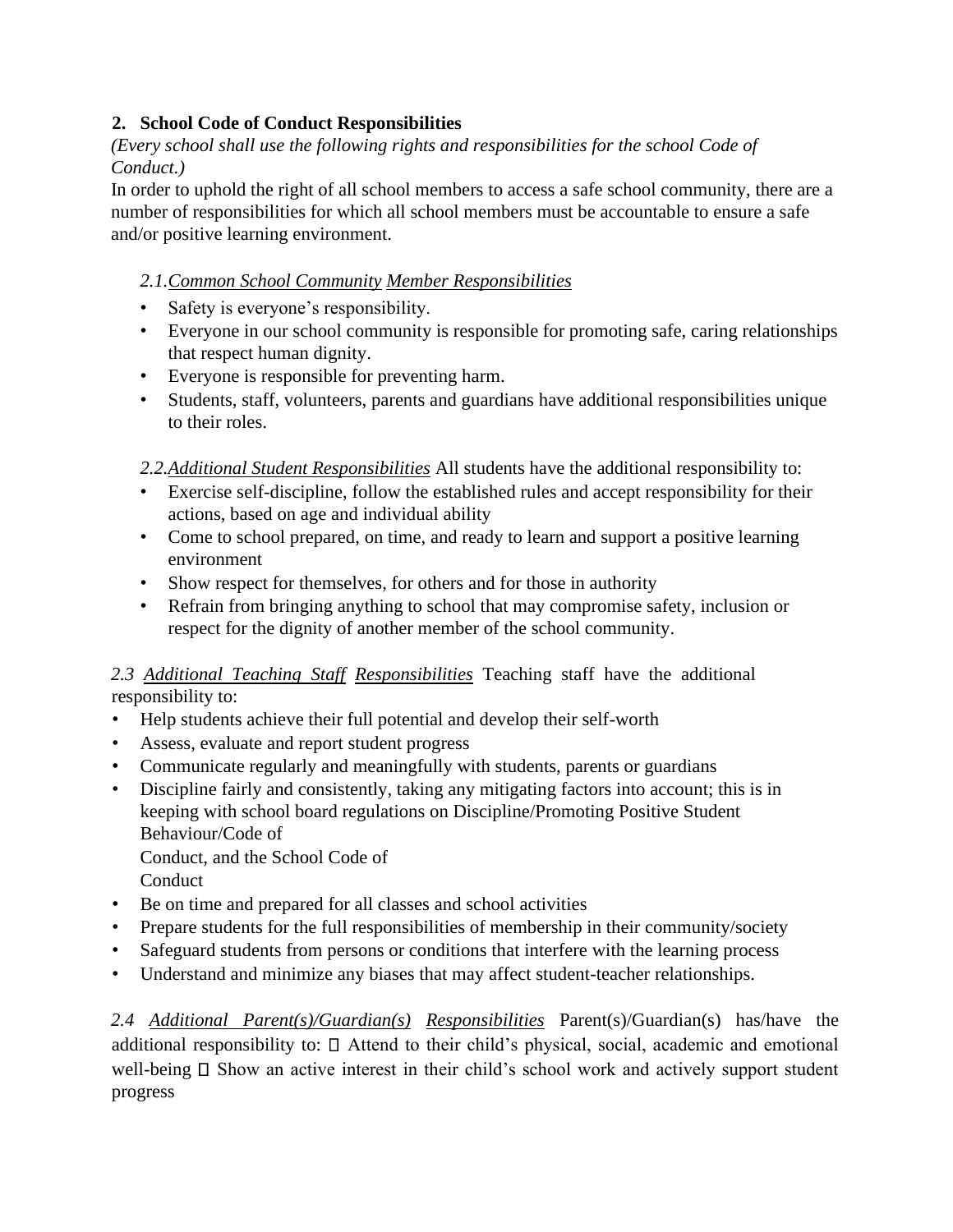## 2. School Code of Conduct Responsibilities

*(Every school shall use the following rights and responsibilities for the school Code of Conduct.)*

In order to uphold the right of all school members to access a safe school community, there are a number of responsibilities for which all school members must be accountable to ensure a safe and/or positive learning environment.

*2.1.Common School Community Member Responsibilities*

- Safety is everyone's responsibility.
- Everyone in our school community is responsible for promoting safe, caring relationships that respect human dignity.
- Everyone is responsible for preventing harm.
- Students, staff, volunteers, parents and guardians have additional responsibilities unique to their roles.

*2.2.Additional Student Responsibilities* All students have the additional responsibility to:

- Exercise self-discipline, follow the established rules and accept responsibility for their actions, based on age and individual ability
- Come to school prepared, on time, and ready to learn and support a positive learning environment
- Show respect for themselves, for others and for those in authority
- Refrain from bringing anything to school that may compromise safety, inclusion or respect for the dignity of another member of the school community.

*2.3 Additional Teaching Staff Responsibilities* Teaching staff have the additional responsibility to:

- Help students achieve their full potential and develop their self-worth
- Assess, evaluate and report student progress
- Communicate regularly and meaningfully with students, parents or guardians
- Discipline fairly and consistently, taking any mitigating factors into account; this is in keeping with school board regulations on Discipline/Promoting Positive Student Behaviour/Code of Conduct, and the School Code of Conduct
- Be on time and prepared for all classes and school activities
- Prepare students for the full responsibilities of membership in their community/society
- Safeguard students from persons or conditions that interfere with the learning process
- Understand and minimize any biases that may affect student-teacher relationships.

*2.4 Additional Parent(s)/Guardian(s) Responsibilities* Parent(s)/Guardian(s) has/have the additional responsibility to: Attend to their child's physical, social, academic and emotional well-being Show an active interest in their child's school work and actively support student progress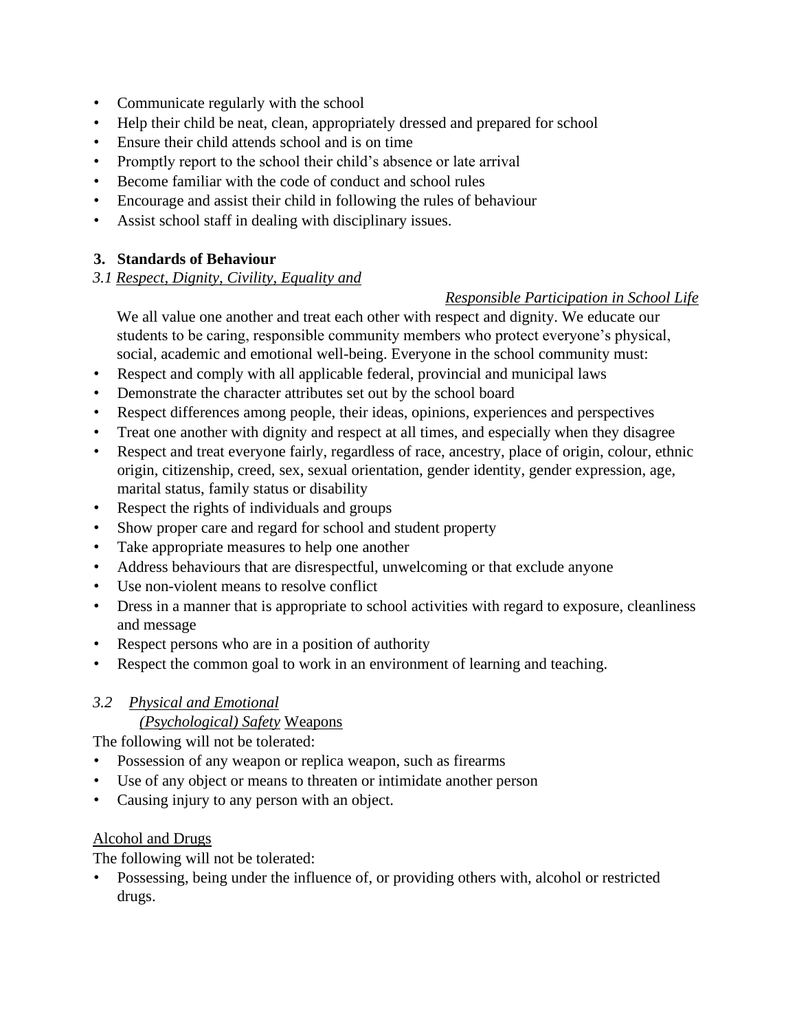- Communicate regularly with the school
- Help their child be neat, clean, appropriately dressed and prepared for school
- Ensure their child attends school and is on time
- Promptly report to the school their child's absence or late arrival
- Become familiar with the code of conduct and school rules
- Encourage and assist their child in following the rules of behaviour
- Assist school staff in dealing with disciplinary issues.

## 3. Standards of Behaviour

### *3.1 Respect, Dignity, Civility, Equality and Responsible Participation in School Life*

We all value one another and treat each other with respect and dignity. We educate our students to be caring, responsible community members who protect everyone's physical, social, academic and emotional well-being. Everyone in the school community must:

- Respect and comply with all applicable federal, provincial and municipal laws
- Demonstrate the character attributes set out by the school board
- Respect differences among people, their ideas, opinions, experiences and perspectives
- Treat one another with dignity and respect at all times, and especially when they disagree
- Respect and treat everyone fairly, regardless of race, ancestry, place of origin, colour, ethnic origin, citizenship, creed, sex, sexual orientation, gender identity, gender expression, age, marital status, family status or disability
- Respect the rights of individuals and groups
- Show proper care and regard for school and student property
- Take appropriate measures to help one another
- Address behaviours that are disrespectful, unwelcoming or that exclude anyone
- Use non-violent means to resolve conflict
- Dress in a manner that is appropriate to school activities with regard to exposure, cleanliness and message
- Respect persons who are in a position of authority
- Respect the common goal to work in an environment of learning and teaching.

### *3.2 Physical and Emotional (Psychological) Safety*

Weapons

The following will not be tolerated:

- Possession of any weapon or replica weapon, such as firearms
- Use of any object or means to threaten or intimidate another person
- Causing injury to any person with an object.

Alcohol and Drugs

The following will not be tolerated:

- Possessing, being under the influence of, or providing others with, alcohol or restricted drugs.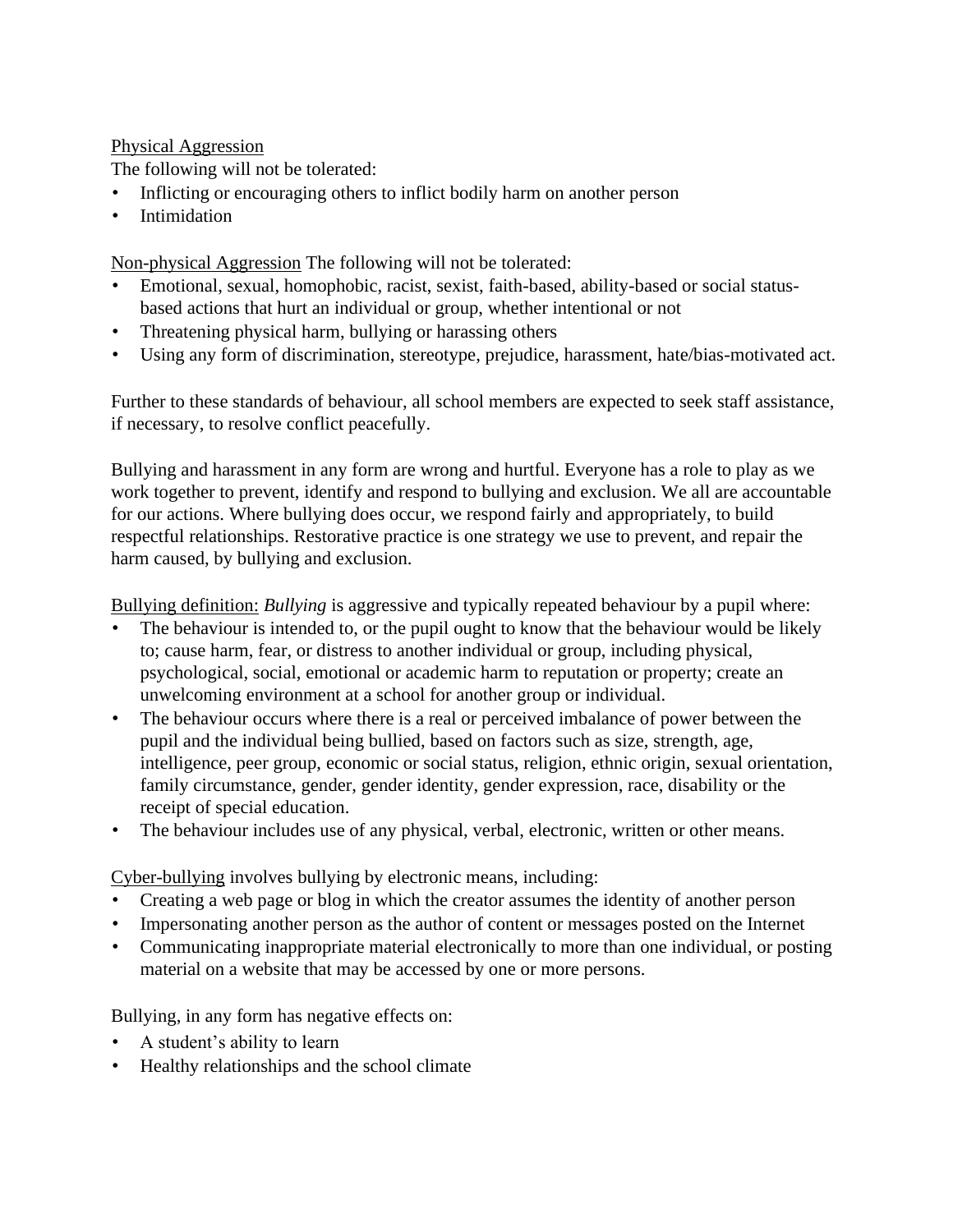<u>Physical Aggression</u>
The following will not be tolerated:

- Inflicting or encouraging others to inflict bodily harm on another person
- Intimidation

<u>Non-physical Aggression</u> The following will not be tolerated:

- Emotional, sexual, homophobic, racist, sexist, faith-based, ability-based or social status-based actions that hurt an individual or group, whether intentional or not
- Threatening physical harm, bullying or harassing others
- Using any form of discrimination, stereotype, prejudice, harassment, hate/bias-motivated act.

Further to these standards of behaviour, all school members are expected to seek staff assistance, if necessary, to resolve conflict peacefully.

Bullying and harassment in any form are wrong and hurtful. Everyone has a role to play as we work together to prevent, identify and respond to bullying and exclusion. We all are accountable for our actions. Where bullying does occur, we respond fairly and appropriately, to build respectful relationships. Restorative practice is one strategy we use to prevent, and repair the harm caused, by bullying and exclusion.

<u>Bullying definition:</u> *Bullying* is aggressive and typically repeated behaviour by a pupil where:

- The behaviour is intended to, or the pupil ought to know that the behaviour would be likely to; cause harm, fear, or distress to another individual or group, including physical, psychological, social, emotional or academic harm to reputation or property; create an unwelcoming environment at a school for another group or individual.
- The behaviour occurs where there is a real or perceived imbalance of power between the pupil and the individual being bullied, based on factors such as size, strength, age, intelligence, peer group, economic or social status, religion, ethnic origin, sexual orientation, family circumstance, gender, gender identity, gender expression, race, disability or the receipt of special education.
- The behaviour includes use of any physical, verbal, electronic, written or other means.

<u>Cyber-bullying</u> involves bullying by electronic means, including:

- Creating a web page or blog in which the creator assumes the identity of another person
- Impersonating another person as the author of content or messages posted on the Internet
- Communicating inappropriate material electronically to more than one individual, or posting material on a website that may be accessed by one or more persons.

Bullying, in any form has negative effects on:

- A student's ability to learn
- Healthy relationships and the school climate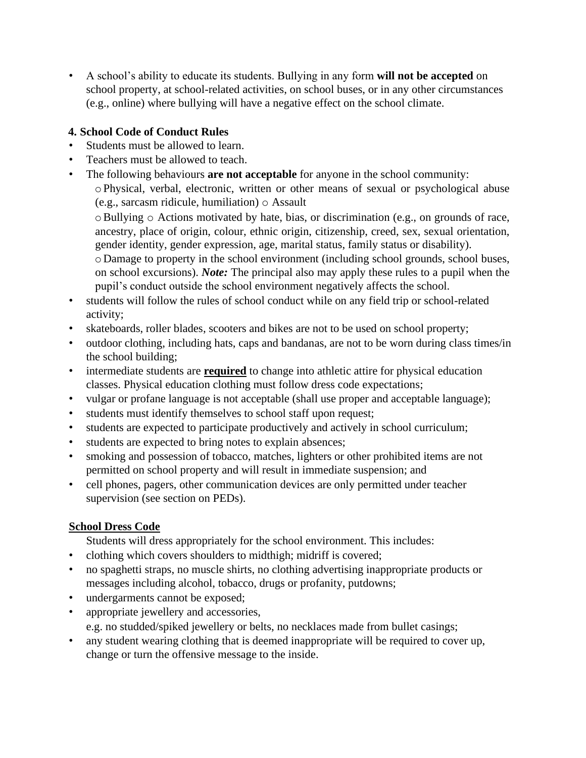- A school's ability to educate its students. Bullying in any form **will not be accepted** on school property, at school-related activities, on school buses, or in any other circumstances (e.g., online) where bullying will have a negative effect on the school climate.

**4. School Code of Conduct Rules**

- Students must be allowed to learn.
- Teachers must be allowed to teach.
- The following behaviours **are not acceptable** for anyone in the school community:
  - Physical, verbal, electronic, written or other means of sexual or psychological abuse (e.g., sarcasm ridicule, humiliation)
  - Assault
  - Bullying
  - Actions motivated by hate, bias, or discrimination (e.g., on grounds of race, ancestry, place of origin, colour, ethnic origin, citizenship, creed, sex, sexual orientation, gender identity, gender expression, age, marital status, family status or disability).
  - Damage to property in the school environment (including school grounds, school buses, on school excursions). ***Note:*** The principal also may apply these rules to a pupil when the pupil's conduct outside the school environment negatively affects the school.
- students will follow the rules of school conduct while on any field trip or school-related activity;
- skateboards, roller blades, scooters and bikes are not to be used on school property;
- outdoor clothing, including hats, caps and bandanas, are not to be worn during class times/in the school building;
- intermediate students are <u>**required**</u> to change into athletic attire for physical education classes. Physical education clothing must follow dress code expectations;
- vulgar or profane language is not acceptable (shall use proper and acceptable language);
- students must identify themselves to school staff upon request;
- students are expected to participate productively and actively in school curriculum;
- students are expected to bring notes to explain absences;
- smoking and possession of tobacco, matches, lighters or other prohibited items are not permitted on school property and will result in immediate suspension; and
- cell phones, pagers, other communication devices are only permitted under teacher supervision (see section on PEDs).

<u>**School Dress Code**</u>

Students will dress appropriately for the school environment. This includes:

- clothing which covers shoulders to midthigh; midriff is covered;
- no spaghetti straps, no muscle shirts, no clothing advertising inappropriate products or messages including alcohol, tobacco, drugs or profanity, putdowns;
- undergarments cannot be exposed;
- appropriate jewellery and accessories,
  e.g. no studded/spiked jewellery or belts, no necklaces made from bullet casings;
- any student wearing clothing that is deemed inappropriate will be required to cover up, change or turn the offensive message to the inside.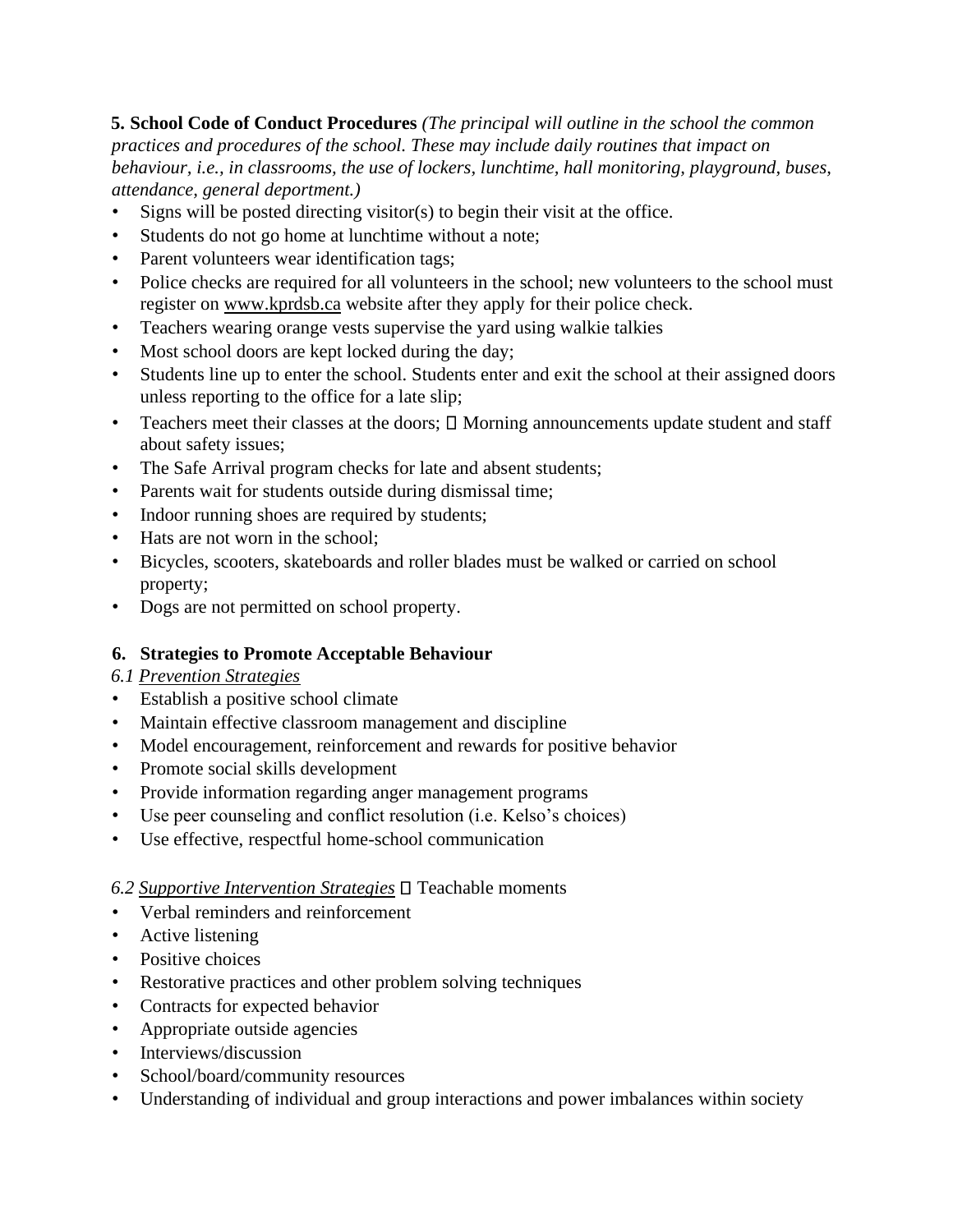**5. School Code of Conduct Procedures** *(The principal will outline in the school the common practices and procedures of the school. These may include daily routines that impact on behaviour, i.e., in classrooms, the use of lockers, lunchtime, hall monitoring, playground, buses, attendance, general deportment.)*

- Signs will be posted directing visitor(s) to begin their visit at the office.
- Students do not go home at lunchtime without a note;
- Parent volunteers wear identification tags;
- Police checks are required for all volunteers in the school; new volunteers to the school must register on www.kprdsb.ca website after they apply for their police check.
- Teachers wearing orange vests supervise the yard using walkie talkies
- Most school doors are kept locked during the day;
- Students line up to enter the school. Students enter and exit the school at their assigned doors unless reporting to the office for a late slip;
- Teachers meet their classes at the doors;  Morning announcements update student and staff about safety issues;
- The Safe Arrival program checks for late and absent students;
- Parents wait for students outside during dismissal time;
- Indoor running shoes are required by students;
- Hats are not worn in the school;
- Bicycles, scooters, skateboards and roller blades must be walked or carried on school property;
- Dogs are not permitted on school property.

## 6. Strategies to Promote Acceptable Behaviour

*6.1 Prevention Strategies*

- Establish a positive school climate
- Maintain effective classroom management and discipline
- Model encouragement, reinforcement and rewards for positive behavior
- Promote social skills development
- Provide information regarding anger management programs
- Use peer counseling and conflict resolution (i.e. Kelso's choices)
- Use effective, respectful home-school communication

*6.2 Supportive Intervention Strategies*  Teachable moments

- Verbal reminders and reinforcement
- Active listening
- Positive choices
- Restorative practices and other problem solving techniques
- Contracts for expected behavior
- Appropriate outside agencies
- Interviews/discussion
- School/board/community resources
- Understanding of individual and group interactions and power imbalances within society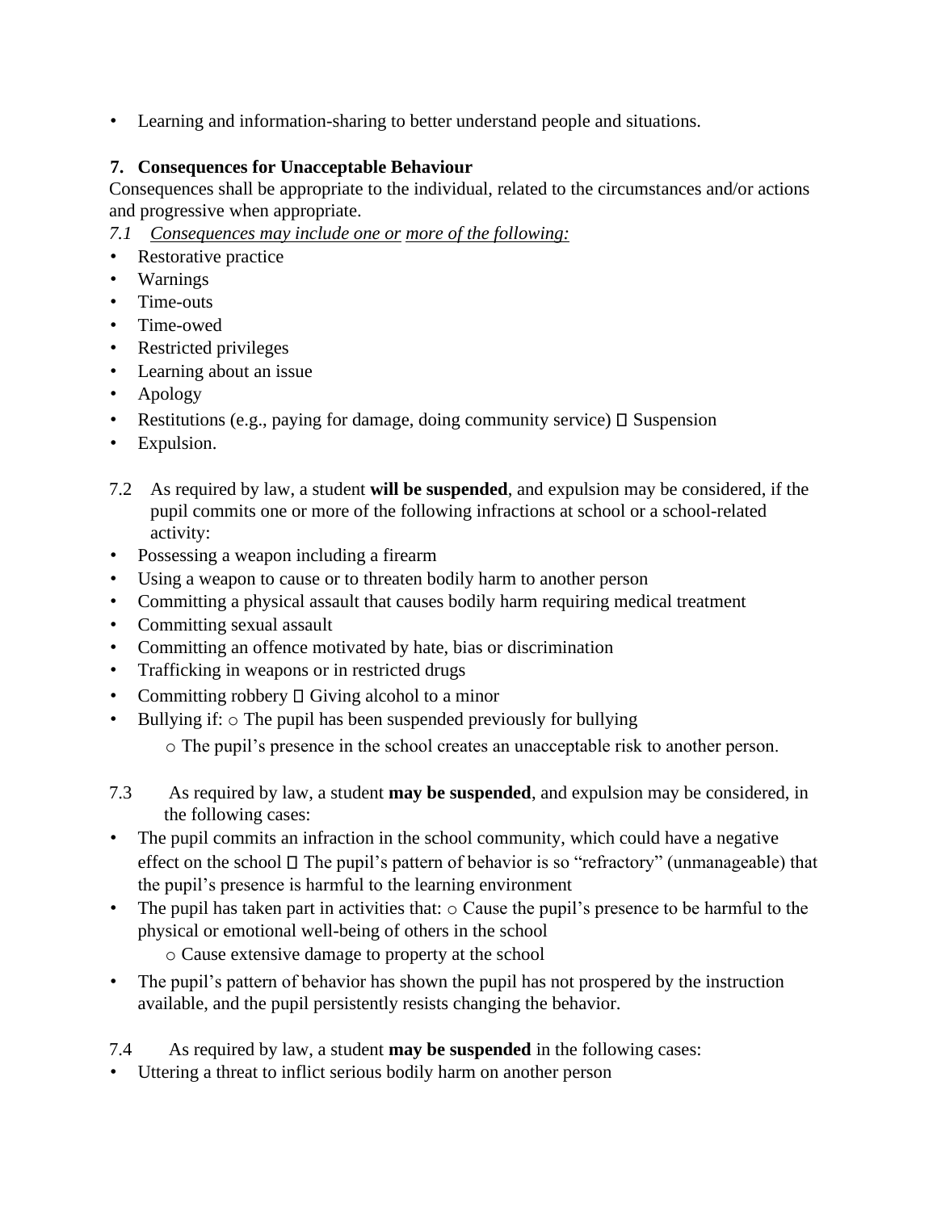- Learning and information-sharing to better understand people and situations.

**7. Consequences for Unacceptable Behaviour**

Consequences shall be appropriate to the individual, related to the circumstances and/or actions and progressive when appropriate.

*7.1 Consequences may include one or more of the following:*

- Restorative practice
- Warnings
- Time-outs
- Time-owed
- Restricted privileges
- Learning about an issue
- Apology
- Restitutions (e.g., paying for damage, doing community service)  Suspension
- Expulsion.

7.2 As required by law, a student **will be suspended**, and expulsion may be considered, if the pupil commits one or more of the following infractions at school or a school-related activity:

- Possessing a weapon including a firearm
- Using a weapon to cause or to threaten bodily harm to another person
- Committing a physical assault that causes bodily harm requiring medical treatment
- Committing sexual assault
- Committing an offence motivated by hate, bias or discrimination
- Trafficking in weapons or in restricted drugs
- Committing robbery  Giving alcohol to a minor
- Bullying if: ○ The pupil has been suspended previously for bullying
  - ○ The pupil's presence in the school creates an unacceptable risk to another person.

7.3 As required by law, a student **may be suspended**, and expulsion may be considered, in the following cases:

- The pupil commits an infraction in the school community, which could have a negative effect on the school  The pupil's pattern of behavior is so "refractory" (unmanageable) that the pupil's presence is harmful to the learning environment
- The pupil has taken part in activities that: ○ Cause the pupil's presence to be harmful to the physical or emotional well-being of others in the school
  - ○ Cause extensive damage to property at the school
- The pupil's pattern of behavior has shown the pupil has not prospered by the instruction available, and the pupil persistently resists changing the behavior.

7.4 As required by law, a student **may be suspended** in the following cases:

- Uttering a threat to inflict serious bodily harm on another person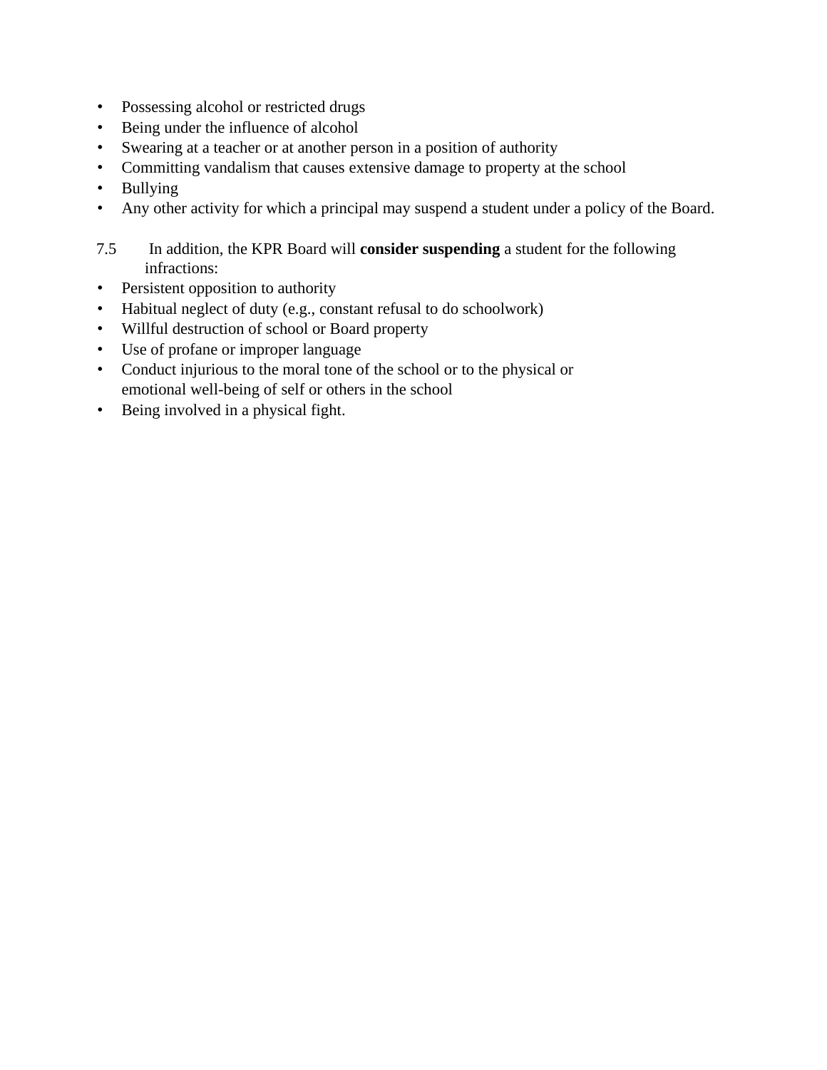- Possessing alcohol or restricted drugs
- Being under the influence of alcohol
- Swearing at a teacher or at another person in a position of authority
- Committing vandalism that causes extensive damage to property at the school
- Bullying
- Any other activity for which a principal may suspend a student under a policy of the Board.

7.5 In addition, the KPR Board will **consider suspending** a student for the following infractions:

- Persistent opposition to authority
- Habitual neglect of duty (e.g., constant refusal to do schoolwork)
- Willful destruction of school or Board property
- Use of profane or improper language
- Conduct injurious to the moral tone of the school or to the physical or emotional well-being of self or others in the school
- Being involved in a physical fight.